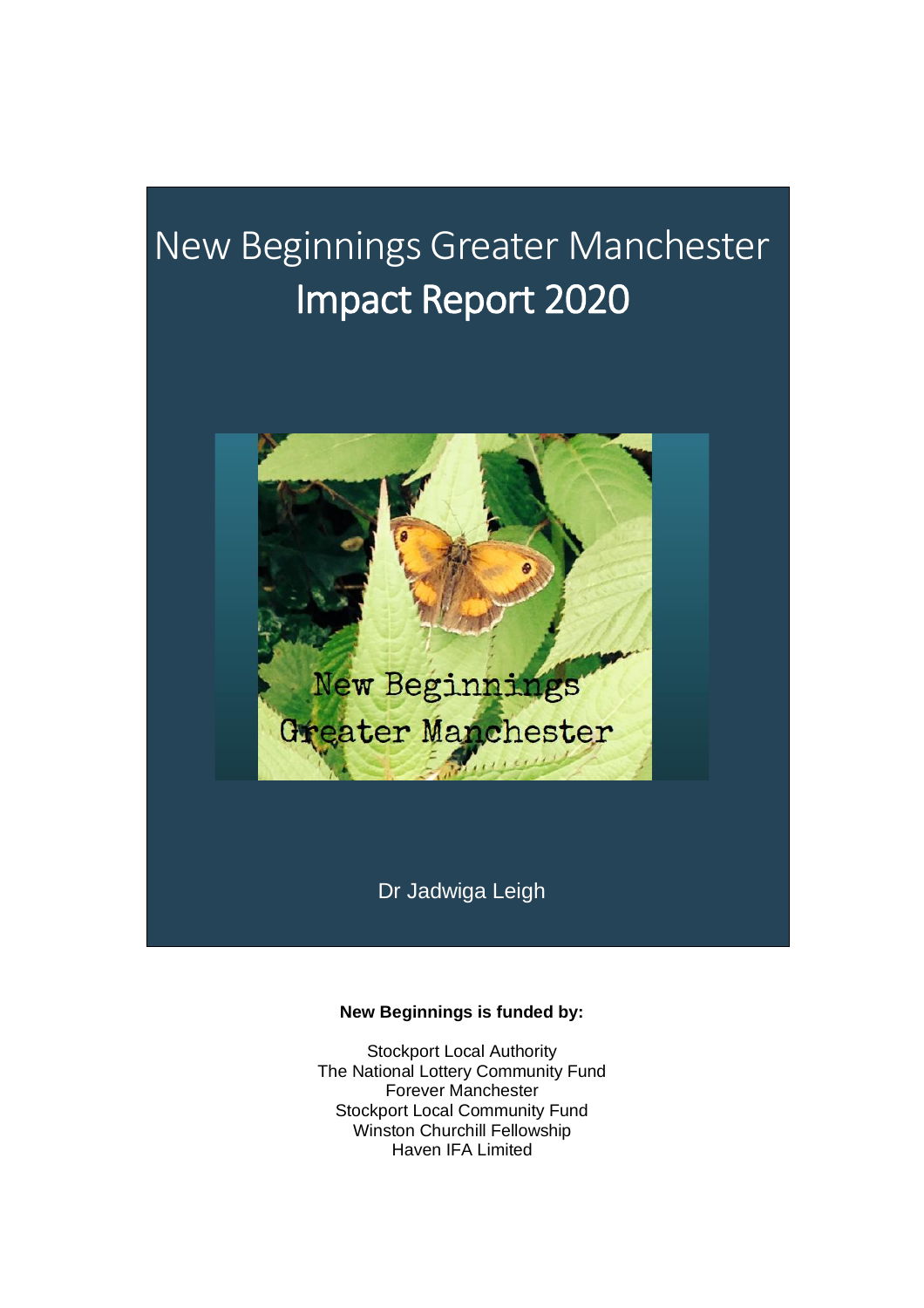# New Beginnings Greater Manchester
# Impact Report 2020

Dr Jadwiga Leigh

**New Beginnings is funded by:**

Stockport Local Authority
The National Lottery Community Fund
Forever Manchester
Stockport Local Community Fund
Winston Churchill Fellowship
Haven IFA Limited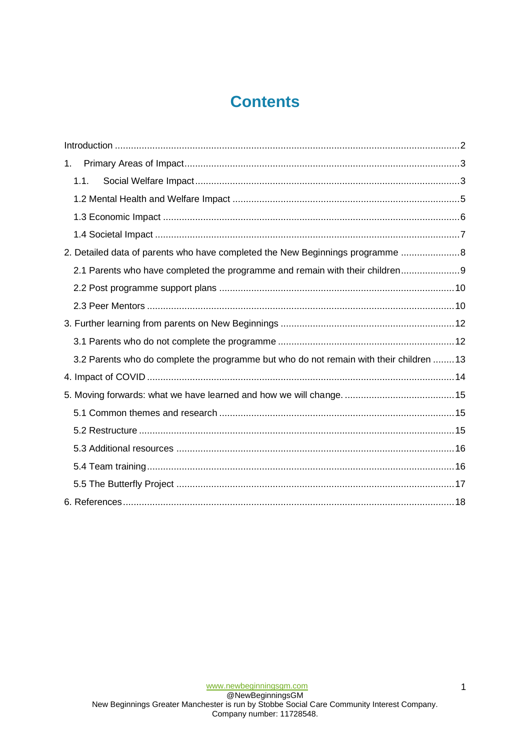# Contents

Introduction ........................................................................................................................ 2

1. Primary Areas of Impact ................................................................................................ 3

   1.1. Social Welfare Impact ............................................................................................. 3

   1.2 Mental Health and Welfare Impact ............................................................................ 5

   1.3 Economic Impact ..................................................................................................... 6

   1.4 Societal Impact ........................................................................................................ 7

2. Detailed data of parents who have completed the New Beginnings programme ..................... 8

   2.1 Parents who have completed the programme and remain with their children ...................... 9

   2.2 Post programme support plans ................................................................................. 10

   2.3 Peer Mentors .......................................................................................................... 10

3. Further learning from parents on New Beginnings ............................................................ 12

   3.1 Parents who do not complete the programme ............................................................ 12

   3.2 Parents who do complete the programme but who do not remain with their children ........ 13

4. Impact of COVID .............................................................................................................. 14

5. Moving forwards: what we have learned and how we will change. ........................................ 15

   5.1 Common themes and research ................................................................................. 15

   5.2 Restructure ............................................................................................................ 15

   5.3 Additional resources ............................................................................................... 16

   5.4 Team training ......................................................................................................... 16

   5.5 The Butterfly Project ............................................................................................... 17

6. References ........................................................................................................................ 18

www.newbeginningsgm.com
@NewBeginningsGM
New Beginnings Greater Manchester is run by Stobbe Social Care Community Interest Company.
Company number: 11728548.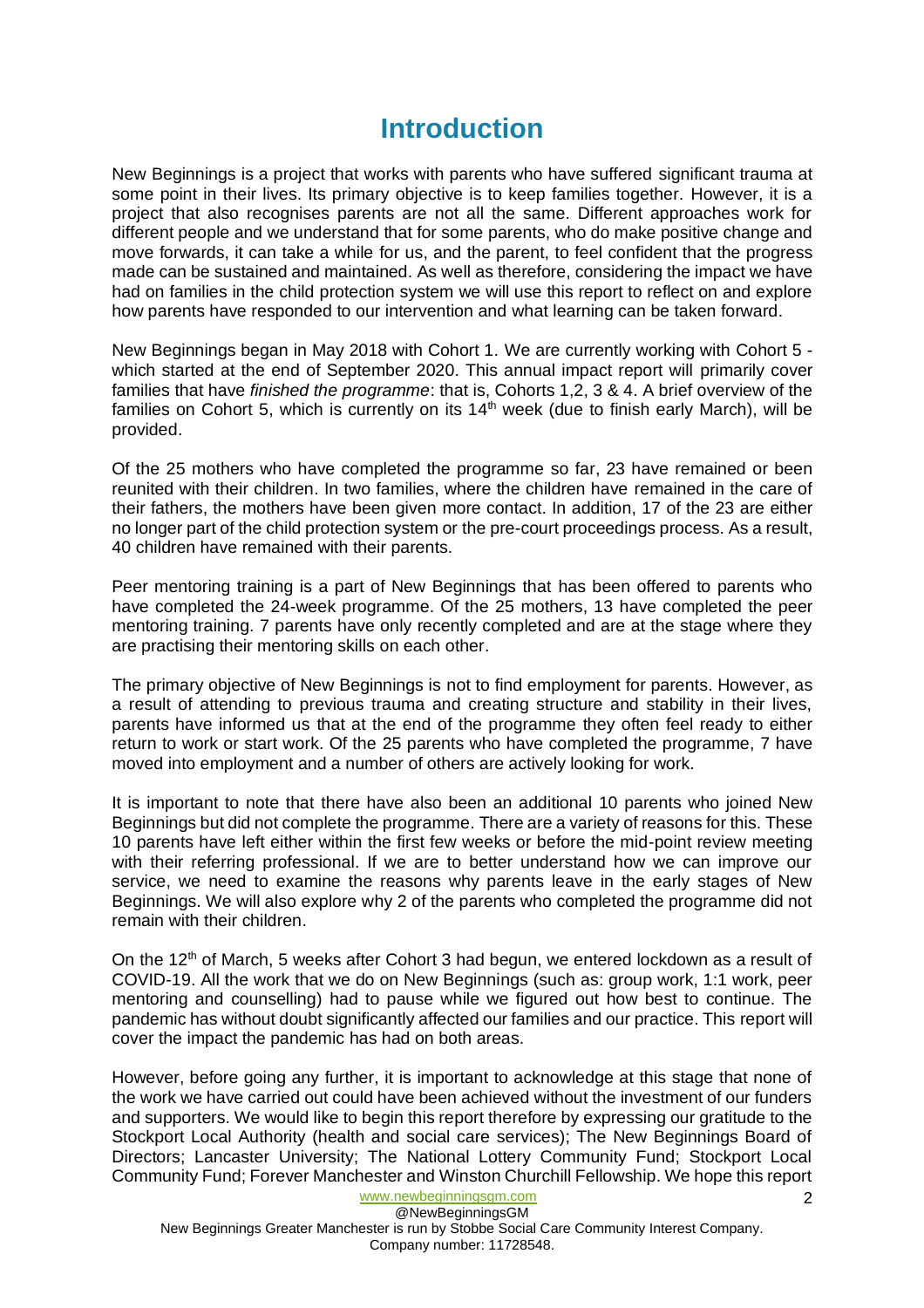# Introduction

New Beginnings is a project that works with parents who have suffered significant trauma at some point in their lives. Its primary objective is to keep families together. However, it is a project that also recognises parents are not all the same. Different approaches work for different people and we understand that for some parents, who do make positive change and move forwards, it can take a while for us, and the parent, to feel confident that the progress made can be sustained and maintained. As well as therefore, considering the impact we have had on families in the child protection system we will use this report to reflect on and explore how parents have responded to our intervention and what learning can be taken forward.

New Beginnings began in May 2018 with Cohort 1. We are currently working with Cohort 5 - which started at the end of September 2020. This annual impact report will primarily cover families that have *finished the programme*: that is, Cohorts 1,2, 3 & 4. A brief overview of the families on Cohort 5, which is currently on its 14th week (due to finish early March), will be provided.

Of the 25 mothers who have completed the programme so far, 23 have remained or been reunited with their children. In two families, where the children have remained in the care of their fathers, the mothers have been given more contact. In addition, 17 of the 23 are either no longer part of the child protection system or the pre-court proceedings process. As a result, 40 children have remained with their parents.

Peer mentoring training is a part of New Beginnings that has been offered to parents who have completed the 24-week programme. Of the 25 mothers, 13 have completed the peer mentoring training. 7 parents have only recently completed and are at the stage where they are practising their mentoring skills on each other.

The primary objective of New Beginnings is not to find employment for parents. However, as a result of attending to previous trauma and creating structure and stability in their lives, parents have informed us that at the end of the programme they often feel ready to either return to work or start work. Of the 25 parents who have completed the programme, 7 have moved into employment and a number of others are actively looking for work.

It is important to note that there have also been an additional 10 parents who joined New Beginnings but did not complete the programme. There are a variety of reasons for this. These 10 parents have left either within the first few weeks or before the mid-point review meeting with their referring professional. If we are to better understand how we can improve our service, we need to examine the reasons why parents leave in the early stages of New Beginnings. We will also explore why 2 of the parents who completed the programme did not remain with their children.

On the 12th of March, 5 weeks after Cohort 3 had begun, we entered lockdown as a result of COVID-19. All the work that we do on New Beginnings (such as: group work, 1:1 work, peer mentoring and counselling) had to pause while we figured out how best to continue. The pandemic has without doubt significantly affected our families and our practice. This report will cover the impact the pandemic has had on both areas.

However, before going any further, it is important to acknowledge at this stage that none of the work we have carried out could have been achieved without the investment of our funders and supporters. We would like to begin this report therefore by expressing our gratitude to the Stockport Local Authority (health and social care services); The New Beginnings Board of Directors; Lancaster University; The National Lottery Community Fund; Stockport Local Community Fund; Forever Manchester and Winston Churchill Fellowship. We hope this report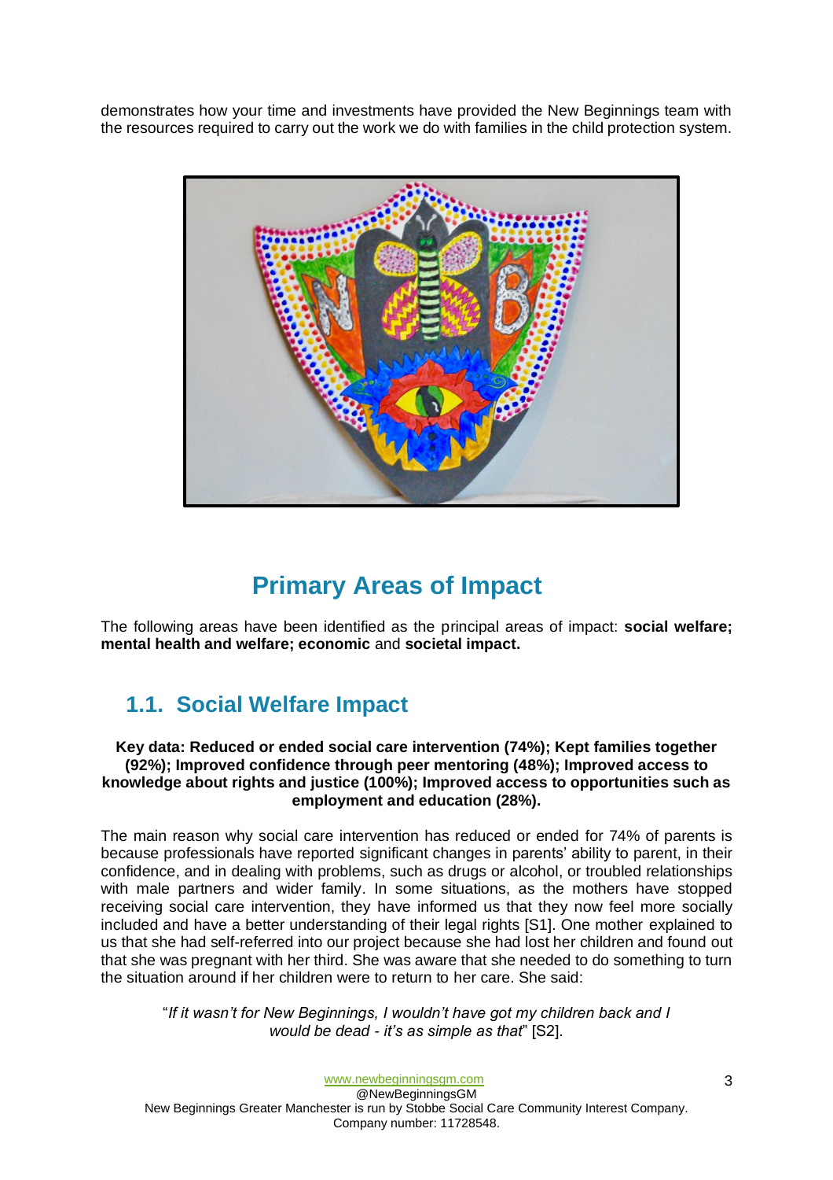demonstrates how your time and investments have provided the New Beginnings team with the resources required to carry out the work we do with families in the child protection system.

# Primary Areas of Impact

The following areas have been identified as the principal areas of impact: **social welfare; mental health and welfare; economic** and **societal impact.**

## 1.1. Social Welfare Impact

**Key data: Reduced or ended social care intervention (74%); Kept families together (92%); Improved confidence through peer mentoring (48%); Improved access to knowledge about rights and justice (100%); Improved access to opportunities such as employment and education (28%).**

The main reason why social care intervention has reduced or ended for 74% of parents is because professionals have reported significant changes in parents' ability to parent, in their confidence, and in dealing with problems, such as drugs or alcohol, or troubled relationships with male partners and wider family. In some situations, as the mothers have stopped receiving social care intervention, they have informed us that they now feel more socially included and have a better understanding of their legal rights [S1]. One mother explained to us that she had self-referred into our project because she had lost her children and found out that she was pregnant with her third. She was aware that she needed to do something to turn the situation around if her children were to return to her care. She said:

> "*If it wasn't for New Beginnings, I wouldn't have got my children back and I would be dead - it's as simple as that*" [S2].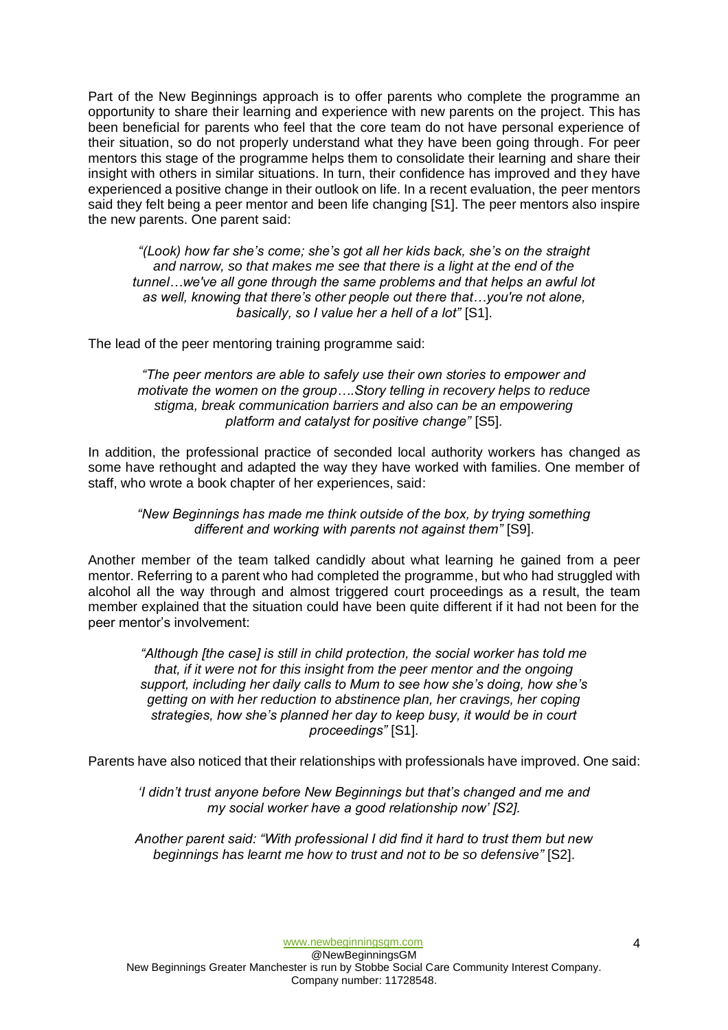Part of the New Beginnings approach is to offer parents who complete the programme an opportunity to share their learning and experience with new parents on the project. This has been beneficial for parents who feel that the core team do not have personal experience of their situation, so do not properly understand what they have been going through. For peer mentors this stage of the programme helps them to consolidate their learning and share their insight with others in similar situations. In turn, their confidence has improved and they have experienced a positive change in their outlook on life. In a recent evaluation, the peer mentors said they felt being a peer mentor and been life changing [S1]. The peer mentors also inspire the new parents. One parent said:

> *"(Look) how far she's come; she's got all her kids back, she's on the straight and narrow, so that makes me see that there is a light at the end of the tunnel…we've all gone through the same problems and that helps an awful lot as well, knowing that there's other people out there that…you're not alone, basically, so I value her a hell of a lot"* [S1].

The lead of the peer mentoring training programme said:

> *"The peer mentors are able to safely use their own stories to empower and motivate the women on the group….Story telling in recovery helps to reduce stigma, break communication barriers and also can be an empowering platform and catalyst for positive change"* [S5].

In addition, the professional practice of seconded local authority workers has changed as some have rethought and adapted the way they have worked with families. One member of staff, who wrote a book chapter of her experiences, said:

> *"New Beginnings has made me think outside of the box, by trying something different and working with parents not against them"* [S9].

Another member of the team talked candidly about what learning he gained from a peer mentor. Referring to a parent who had completed the programme, but who had struggled with alcohol all the way through and almost triggered court proceedings as a result, the team member explained that the situation could have been quite different if it had not been for the peer mentor's involvement:

> *"Although [the case] is still in child protection, the social worker has told me that, if it were not for this insight from the peer mentor and the ongoing support, including her daily calls to Mum to see how she's doing, how she's getting on with her reduction to abstinence plan, her cravings, her coping strategies, how she's planned her day to keep busy, it would be in court proceedings"* [S1].

Parents have also noticed that their relationships with professionals have improved. One said:

> *'I didn't trust anyone before New Beginnings but that's changed and me and my social worker have a good relationship now' [S2].*
>
> *Another parent said: "With professional I did find it hard to trust them but new beginnings has learnt me how to trust and not to be so defensive"* [S2].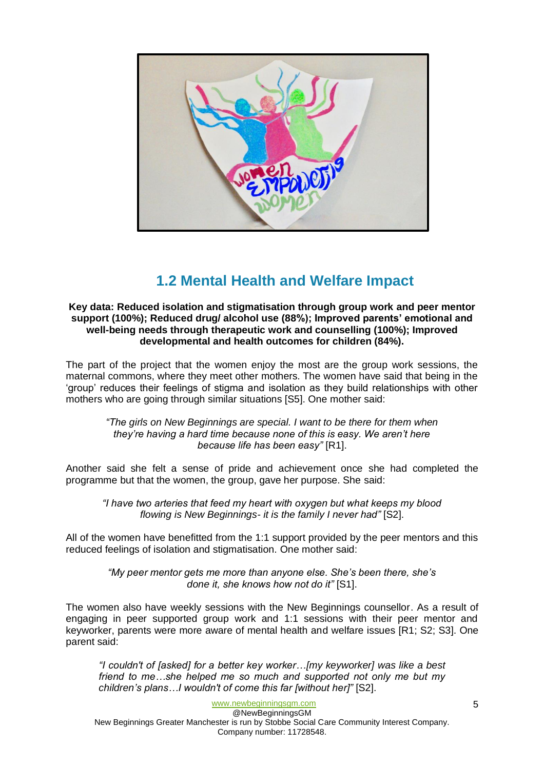## 1.2 Mental Health and Welfare Impact

**Key data: Reduced isolation and stigmatisation through group work and peer mentor support (100%); Reduced drug/ alcohol use (88%); Improved parents' emotional and well-being needs through therapeutic work and counselling (100%); Improved developmental and health outcomes for children (84%).**

The part of the project that the women enjoy the most are the group work sessions, the maternal commons, where they meet other mothers. The women have said that being in the 'group' reduces their feelings of stigma and isolation as they build relationships with other mothers who are going through similar situations [S5]. One mother said:

> *"The girls on New Beginnings are special. I want to be there for them when they're having a hard time because none of this is easy. We aren't here because life has been easy"* [R1].

Another said she felt a sense of pride and achievement once she had completed the programme but that the women, the group, gave her purpose. She said:

> *"I have two arteries that feed my heart with oxygen but what keeps my blood flowing is New Beginnings- it is the family I never had"* [S2].

All of the women have benefitted from the 1:1 support provided by the peer mentors and this reduced feelings of isolation and stigmatisation. One mother said:

> *"My peer mentor gets me more than anyone else. She's been there, she's done it, she knows how not do it"* [S1].

The women also have weekly sessions with the New Beginnings counsellor. As a result of engaging in peer supported group work and 1:1 sessions with their peer mentor and keyworker, parents were more aware of mental health and welfare issues [R1; S2; S3]. One parent said:

> *"I couldn't of [asked] for a better key worker…[my keyworker] was like a best friend to me…she helped me so much and supported not only me but my children's plans…I wouldn't of come this far [without her]"* [S2].

www.newbeginningsgm.com
@NewBeginningsGM
New Beginnings Greater Manchester is run by Stobbe Social Care Community Interest Company.
Company number: 11728548.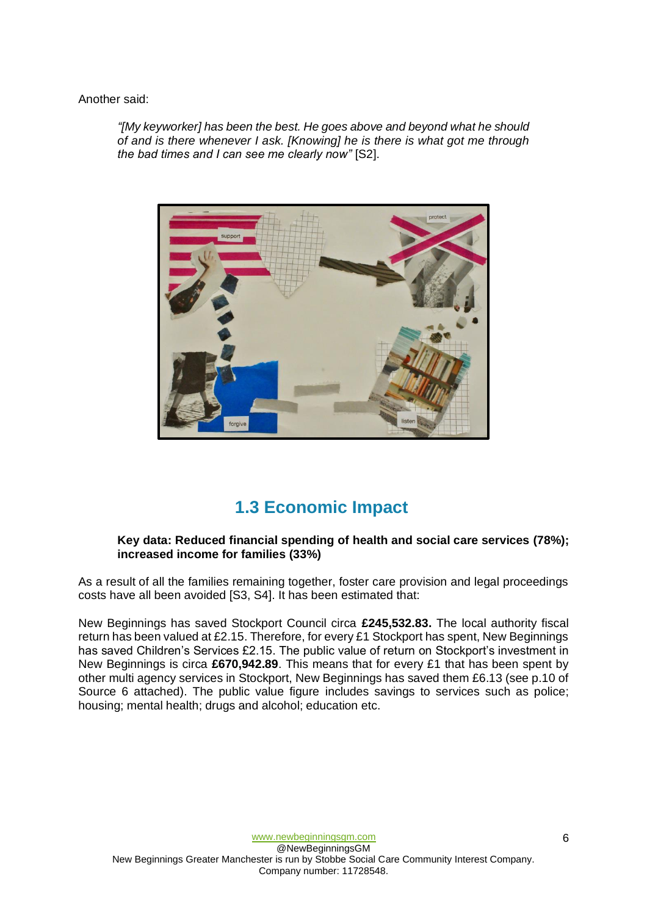Another said:

> *"[My keyworker] has been the best. He goes above and beyond what he should of and is there whenever I ask. [Knowing] he is there is what got me through the bad times and I can see me clearly now"* [S2].

## 1.3 Economic Impact

**Key data: Reduced financial spending of health and social care services (78%); increased income for families (33%)**

As a result of all the families remaining together, foster care provision and legal proceedings costs have all been avoided [S3, S4]. It has been estimated that:

New Beginnings has saved Stockport Council circa **£245,532.83.** The local authority fiscal return has been valued at £2.15. Therefore, for every £1 Stockport has spent, New Beginnings has saved Children's Services £2.15. The public value of return on Stockport's investment in New Beginnings is circa **£670,942.89**. This means that for every £1 that has been spent by other multi agency services in Stockport, New Beginnings has saved them £6.13 (see p.10 of Source 6 attached). The public value figure includes savings to services such as police; housing; mental health; drugs and alcohol; education etc.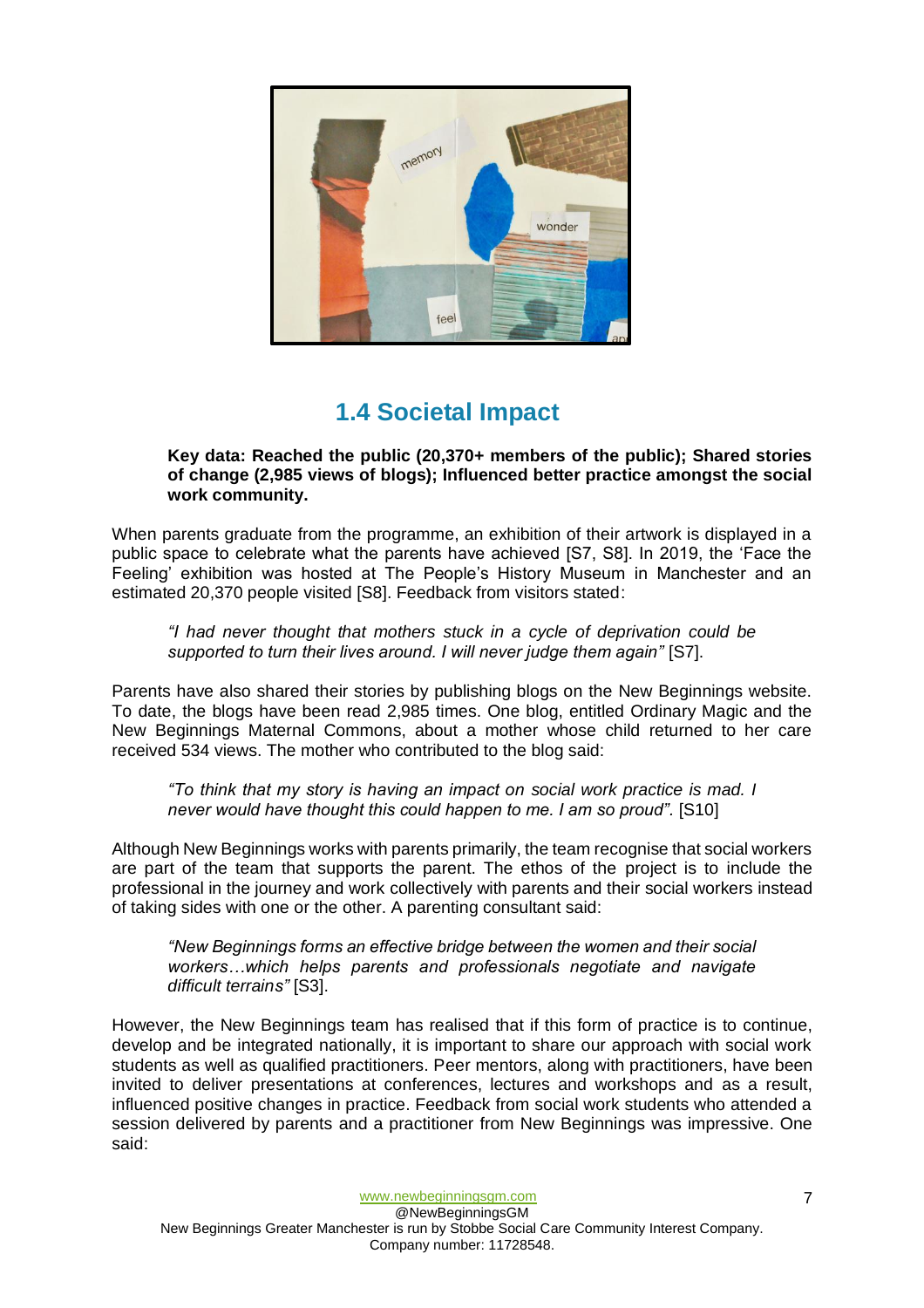## 1.4 Societal Impact

**Key data: Reached the public (20,370+ members of the public); Shared stories of change (2,985 views of blogs); Influenced better practice amongst the social work community.**

When parents graduate from the programme, an exhibition of their artwork is displayed in a public space to celebrate what the parents have achieved [S7, S8]. In 2019, the 'Face the Feeling' exhibition was hosted at The People's History Museum in Manchester and an estimated 20,370 people visited [S8]. Feedback from visitors stated:

> *"I had never thought that mothers stuck in a cycle of deprivation could be supported to turn their lives around. I will never judge them again"* [S7].

Parents have also shared their stories by publishing blogs on the New Beginnings website. To date, the blogs have been read 2,985 times. One blog, entitled Ordinary Magic and the New Beginnings Maternal Commons, about a mother whose child returned to her care received 534 views. The mother who contributed to the blog said:

> *"To think that my story is having an impact on social work practice is mad. I never would have thought this could happen to me. I am so proud".* [S10]

Although New Beginnings works with parents primarily, the team recognise that social workers are part of the team that supports the parent. The ethos of the project is to include the professional in the journey and work collectively with parents and their social workers instead of taking sides with one or the other. A parenting consultant said:

> *"New Beginnings forms an effective bridge between the women and their social workers…which helps parents and professionals negotiate and navigate difficult terrains"* [S3].

However, the New Beginnings team has realised that if this form of practice is to continue, develop and be integrated nationally, it is important to share our approach with social work students as well as qualified practitioners. Peer mentors, along with practitioners, have been invited to deliver presentations at conferences, lectures and workshops and as a result, influenced positive changes in practice. Feedback from social work students who attended a session delivered by parents and a practitioner from New Beginnings was impressive. One said: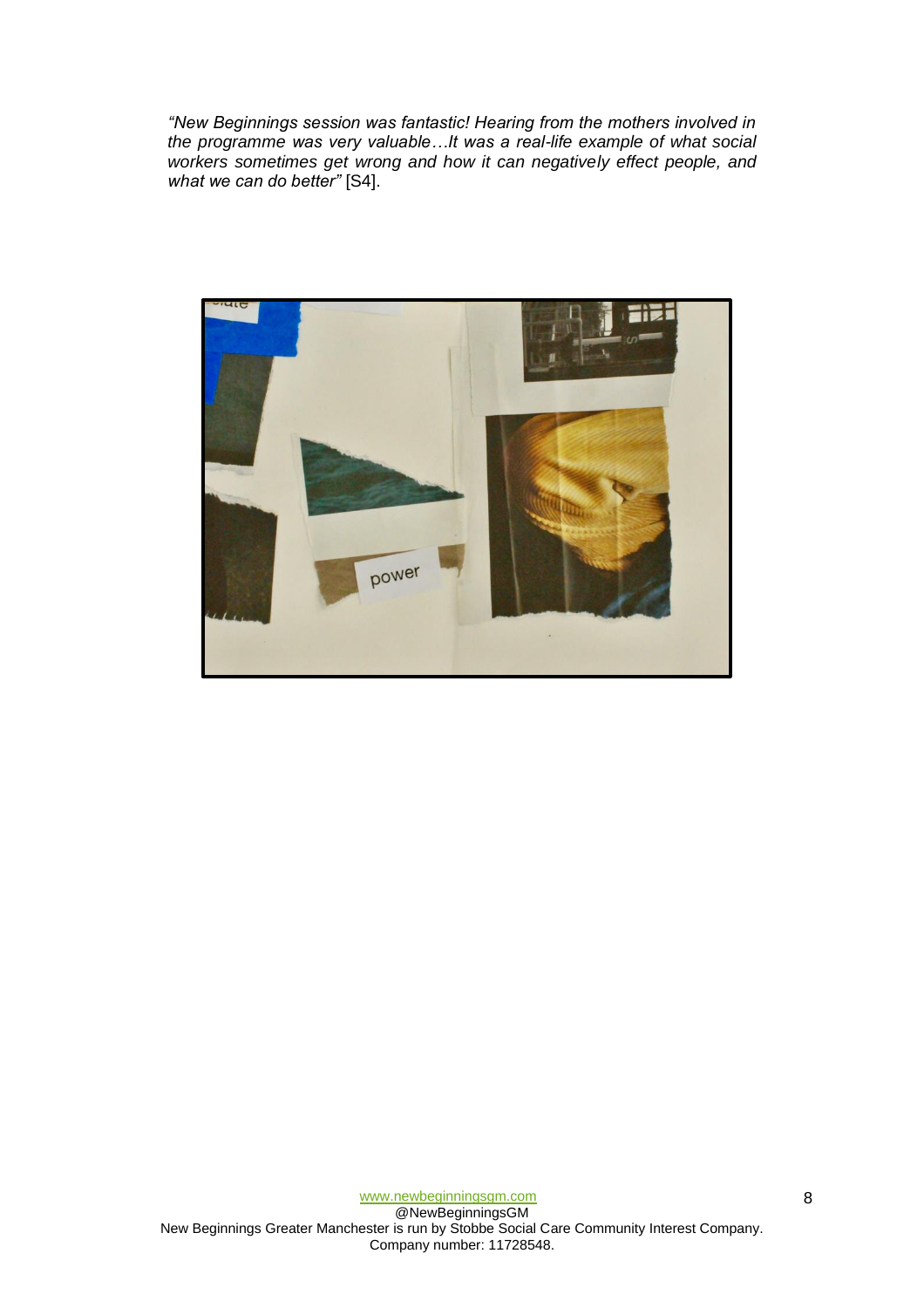*"New Beginnings session was fantastic! Hearing from the mothers involved in the programme was very valuable…It was a real-life example of what social workers sometimes get wrong and how it can negatively effect people, and what we can do better"* [S4].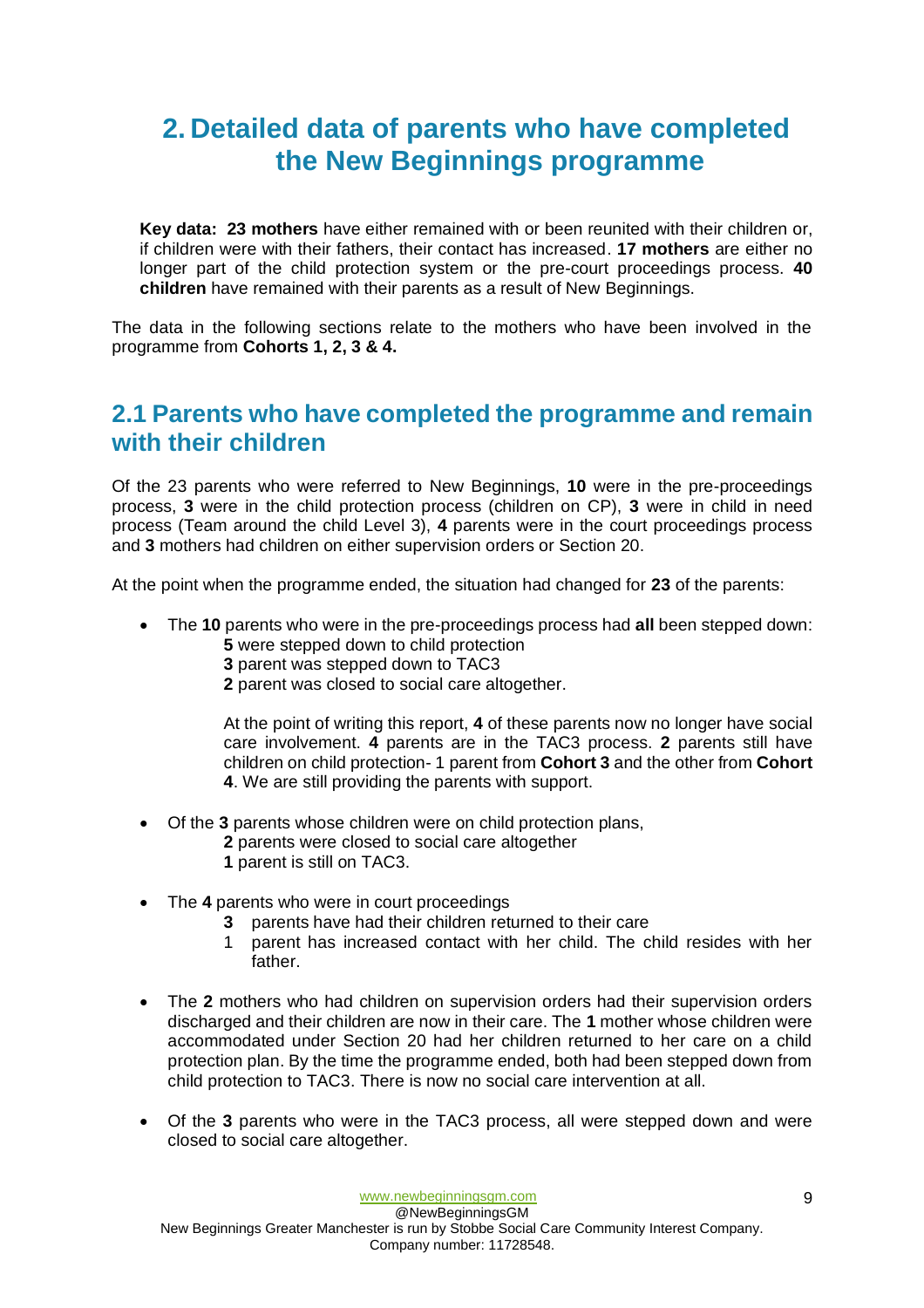# 2. Detailed data of parents who have completed the New Beginnings programme

**Key data: 23 mothers** have either remained with or been reunited with their children or, if children were with their fathers, their contact has increased. **17 mothers** are either no longer part of the child protection system or the pre-court proceedings process. **40 children** have remained with their parents as a result of New Beginnings.

The data in the following sections relate to the mothers who have been involved in the programme from **Cohorts 1, 2, 3 & 4.**

## 2.1 Parents who have completed the programme and remain with their children

Of the 23 parents who were referred to New Beginnings, **10** were in the pre-proceedings process, **3** were in the child protection process (children on CP), **3** were in child in need process (Team around the child Level 3), **4** parents were in the court proceedings process and **3** mothers had children on either supervision orders or Section 20.

At the point when the programme ended, the situation had changed for **23** of the parents:

- The **10** parents who were in the pre-proceedings process had **all** been stepped down:
  - **5** were stepped down to child protection
  - **3** parent was stepped down to TAC3
  - **2** parent was closed to social care altogether.

  At the point of writing this report, **4** of these parents now no longer have social care involvement. **4** parents are in the TAC3 process. **2** parents still have children on child protection- 1 parent from **Cohort 3** and the other from **Cohort 4**. We are still providing the parents with support.

- Of the **3** parents whose children were on child protection plans,
  - **2** parents were closed to social care altogether
  - **1** parent is still on TAC3.

- The **4** parents who were in court proceedings
  - **3** parents have had their children returned to their care
  - 1 parent has increased contact with her child. The child resides with her father.

- The **2** mothers who had children on supervision orders had their supervision orders discharged and their children are now in their care. The **1** mother whose children were accommodated under Section 20 had her children returned to her care on a child protection plan. By the time the programme ended, both had been stepped down from child protection to TAC3. There is now no social care intervention at all.

- Of the **3** parents who were in the TAC3 process, all were stepped down and were closed to social care altogether.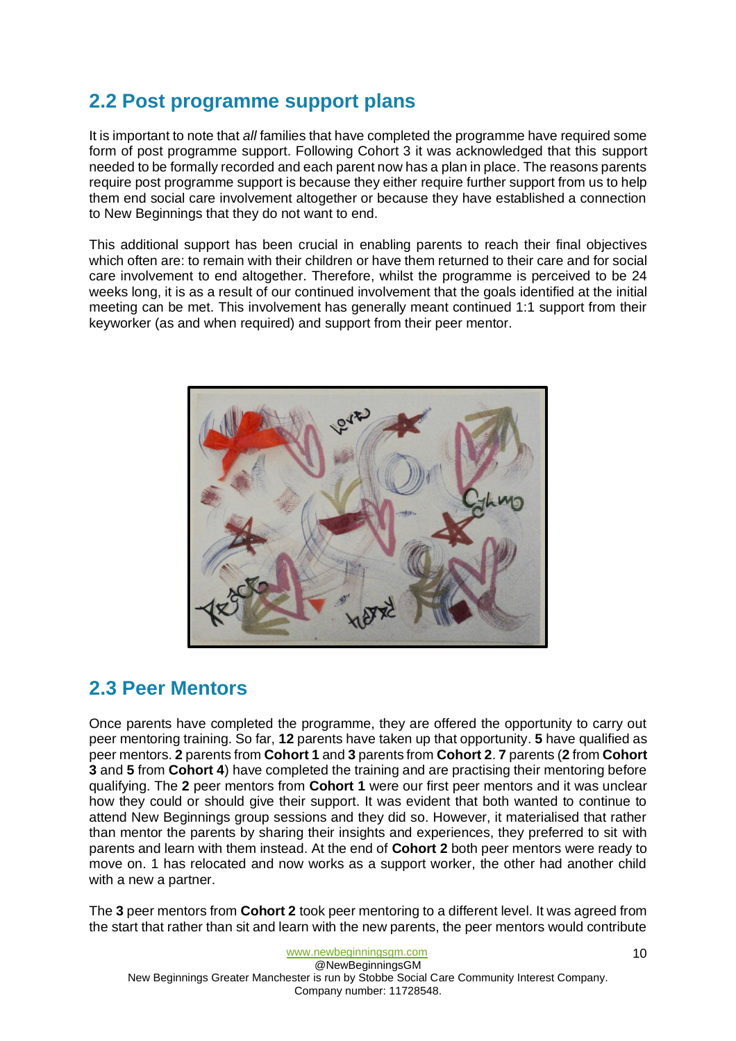## 2.2 Post programme support plans

It is important to note that *all* families that have completed the programme have required some form of post programme support. Following Cohort 3 it was acknowledged that this support needed to be formally recorded and each parent now has a plan in place. The reasons parents require post programme support is because they either require further support from us to help them end social care involvement altogether or because they have established a connection to New Beginnings that they do not want to end.

This additional support has been crucial in enabling parents to reach their final objectives which often are: to remain with their children or have them returned to their care and for social care involvement to end altogether. Therefore, whilst the programme is perceived to be 24 weeks long, it is as a result of our continued involvement that the goals identified at the initial meeting can be met. This involvement has generally meant continued 1:1 support from their keyworker (as and when required) and support from their peer mentor.

## 2.3 Peer Mentors

Once parents have completed the programme, they are offered the opportunity to carry out peer mentoring training. So far, **12** parents have taken up that opportunity. **5** have qualified as peer mentors. **2** parents from **Cohort 1** and **3** parents from **Cohort 2**. **7** parents (**2** from **Cohort 3** and **5** from **Cohort 4**) have completed the training and are practising their mentoring before qualifying. The **2** peer mentors from **Cohort 1** were our first peer mentors and it was unclear how they could or should give their support. It was evident that both wanted to continue to attend New Beginnings group sessions and they did so. However, it materialised that rather than mentor the parents by sharing their insights and experiences, they preferred to sit with parents and learn with them instead. At the end of **Cohort 2** both peer mentors were ready to move on. 1 has relocated and now works as a support worker, the other had another child with a new a partner.

The **3** peer mentors from **Cohort 2** took peer mentoring to a different level. It was agreed from the start that rather than sit and learn with the new parents, the peer mentors would contribute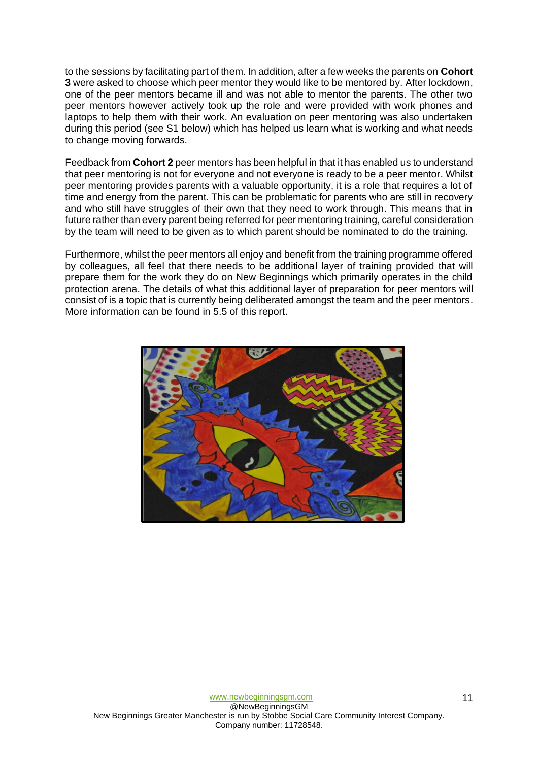to the sessions by facilitating part of them. In addition, after a few weeks the parents on **Cohort 3** were asked to choose which peer mentor they would like to be mentored by. After lockdown, one of the peer mentors became ill and was not able to mentor the parents. The other two peer mentors however actively took up the role and were provided with work phones and laptops to help them with their work. An evaluation on peer mentoring was also undertaken during this period (see S1 below) which has helped us learn what is working and what needs to change moving forwards.

Feedback from **Cohort 2** peer mentors has been helpful in that it has enabled us to understand that peer mentoring is not for everyone and not everyone is ready to be a peer mentor. Whilst peer mentoring provides parents with a valuable opportunity, it is a role that requires a lot of time and energy from the parent. This can be problematic for parents who are still in recovery and who still have struggles of their own that they need to work through. This means that in future rather than every parent being referred for peer mentoring training, careful consideration by the team will need to be given as to which parent should be nominated to do the training.

Furthermore, whilst the peer mentors all enjoy and benefit from the training programme offered by colleagues, all feel that there needs to be additional layer of training provided that will prepare them for the work they do on New Beginnings which primarily operates in the child protection arena. The details of what this additional layer of preparation for peer mentors will consist of is a topic that is currently being deliberated amongst the team and the peer mentors. More information can be found in 5.5 of this report.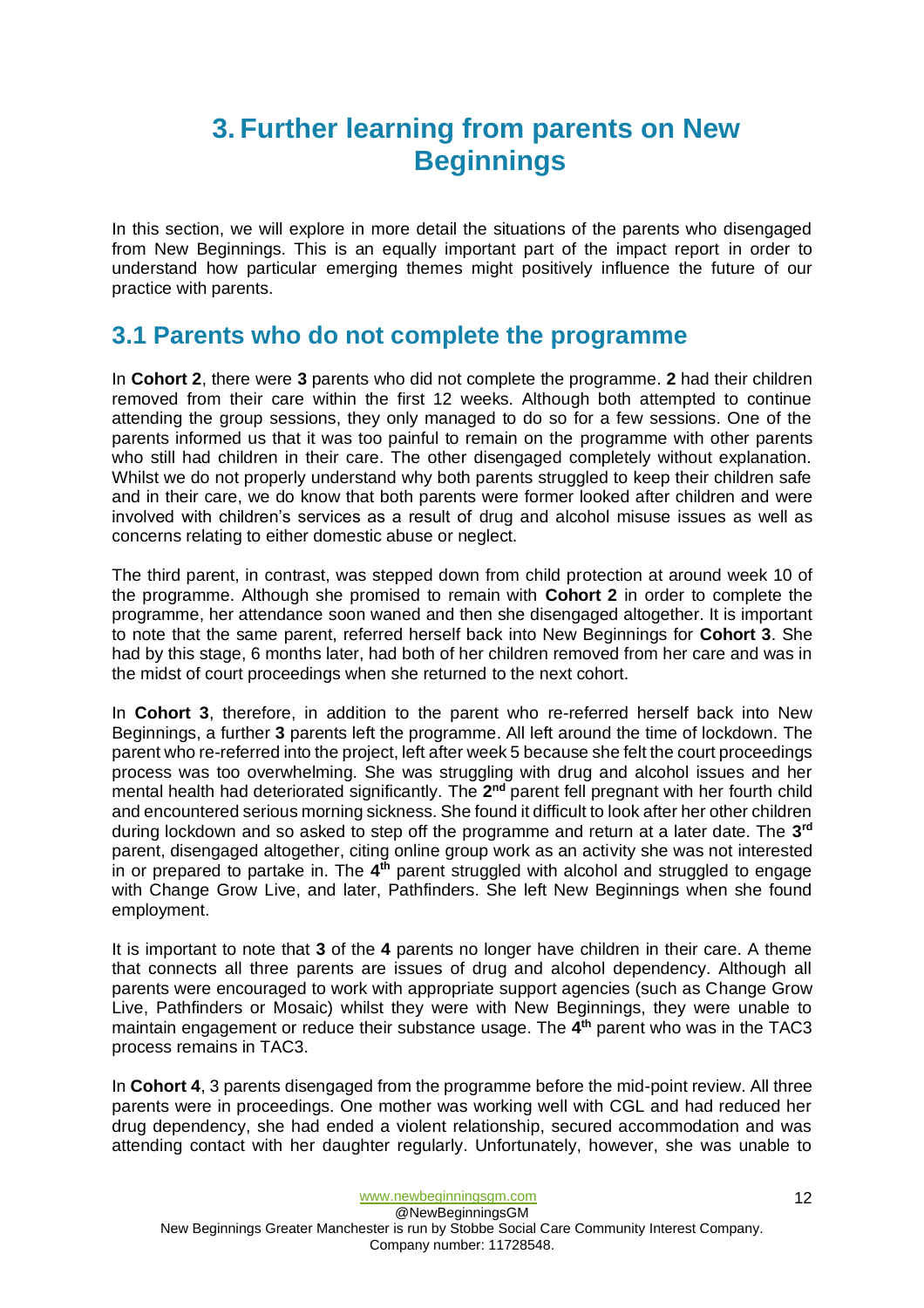# 3. Further learning from parents on New Beginnings

In this section, we will explore in more detail the situations of the parents who disengaged from New Beginnings. This is an equally important part of the impact report in order to understand how particular emerging themes might positively influence the future of our practice with parents.

## 3.1 Parents who do not complete the programme

In **Cohort 2**, there were **3** parents who did not complete the programme. **2** had their children removed from their care within the first 12 weeks. Although both attempted to continue attending the group sessions, they only managed to do so for a few sessions. One of the parents informed us that it was too painful to remain on the programme with other parents who still had children in their care. The other disengaged completely without explanation. Whilst we do not properly understand why both parents struggled to keep their children safe and in their care, we do know that both parents were former looked after children and were involved with children's services as a result of drug and alcohol misuse issues as well as concerns relating to either domestic abuse or neglect.

The third parent, in contrast, was stepped down from child protection at around week 10 of the programme. Although she promised to remain with **Cohort 2** in order to complete the programme, her attendance soon waned and then she disengaged altogether. It is important to note that the same parent, referred herself back into New Beginnings for **Cohort 3**. She had by this stage, 6 months later, had both of her children removed from her care and was in the midst of court proceedings when she returned to the next cohort.

In **Cohort 3**, therefore, in addition to the parent who re-referred herself back into New Beginnings, a further **3** parents left the programme. All left around the time of lockdown. The parent who re-referred into the project, left after week 5 because she felt the court proceedings process was too overwhelming. She was struggling with drug and alcohol issues and her mental health had deteriorated significantly. The **2nd** parent fell pregnant with her fourth child and encountered serious morning sickness. She found it difficult to look after her other children during lockdown and so asked to step off the programme and return at a later date. The **3rd** parent, disengaged altogether, citing online group work as an activity she was not interested in or prepared to partake in. The **4th** parent struggled with alcohol and struggled to engage with Change Grow Live, and later, Pathfinders. She left New Beginnings when she found employment.

It is important to note that **3** of the **4** parents no longer have children in their care. A theme that connects all three parents are issues of drug and alcohol dependency. Although all parents were encouraged to work with appropriate support agencies (such as Change Grow Live, Pathfinders or Mosaic) whilst they were with New Beginnings, they were unable to maintain engagement or reduce their substance usage. The **4th** parent who was in the TAC3 process remains in TAC3.

In **Cohort 4**, 3 parents disengaged from the programme before the mid-point review. All three parents were in proceedings. One mother was working well with CGL and had reduced her drug dependency, she had ended a violent relationship, secured accommodation and was attending contact with her daughter regularly. Unfortunately, however, she was unable to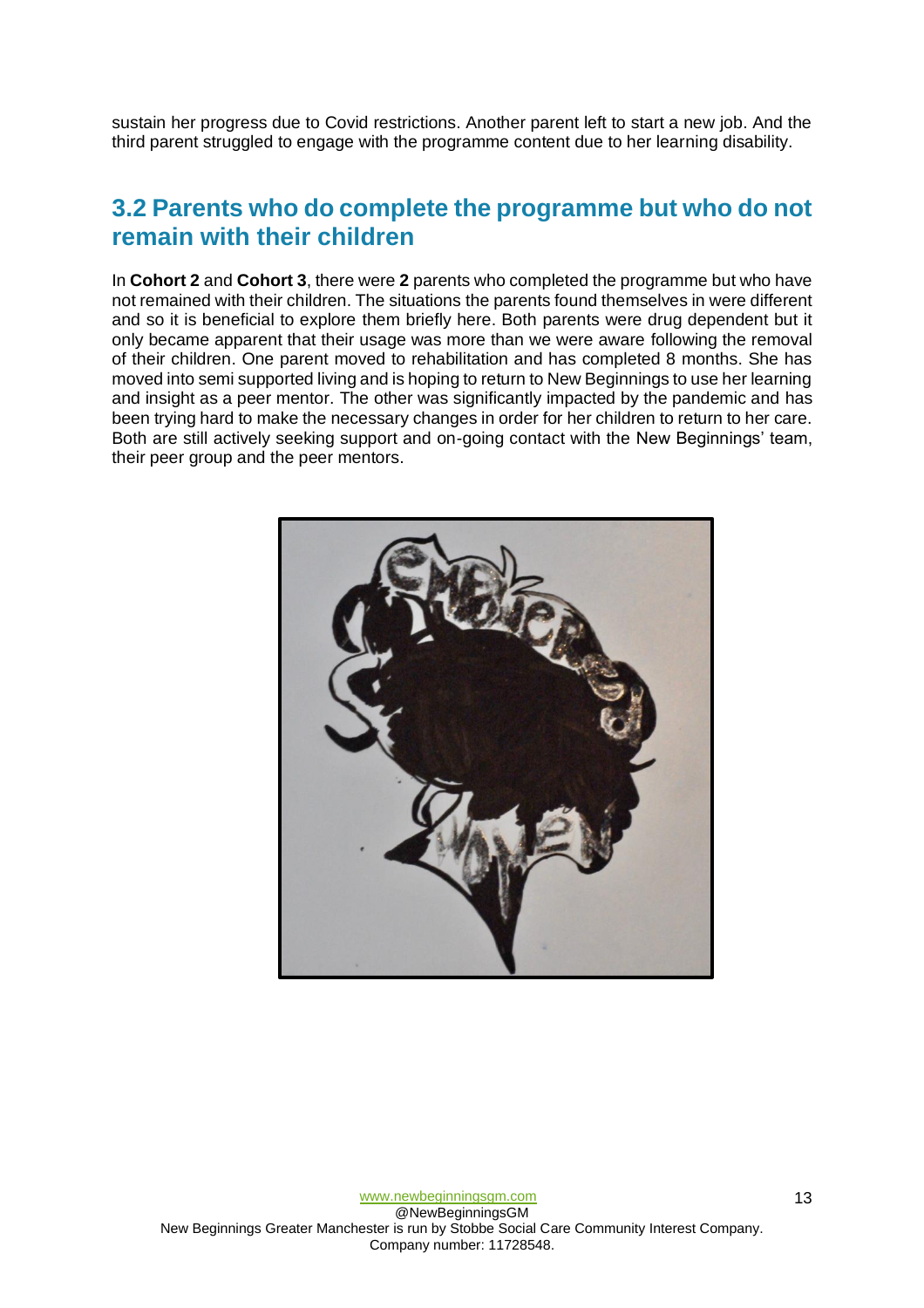sustain her progress due to Covid restrictions. Another parent left to start a new job. And the third parent struggled to engage with the programme content due to her learning disability.

## 3.2 Parents who do complete the programme but who do not remain with their children

In **Cohort 2** and **Cohort 3**, there were **2** parents who completed the programme but who have not remained with their children. The situations the parents found themselves in were different and so it is beneficial to explore them briefly here. Both parents were drug dependent but it only became apparent that their usage was more than we were aware following the removal of their children. One parent moved to rehabilitation and has completed 8 months. She has moved into semi supported living and is hoping to return to New Beginnings to use her learning and insight as a peer mentor. The other was significantly impacted by the pandemic and has been trying hard to make the necessary changes in order for her children to return to her care. Both are still actively seeking support and on-going contact with the New Beginnings' team, their peer group and the peer mentors.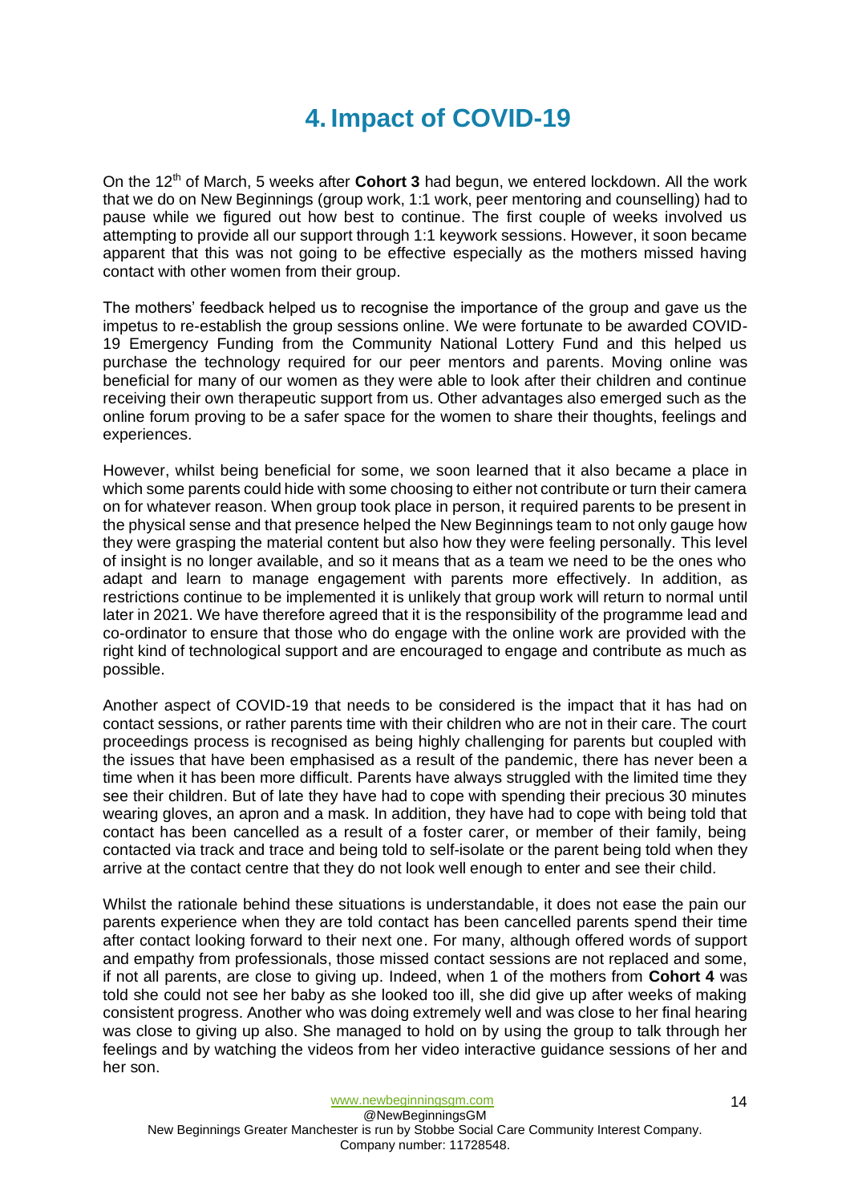# 4. Impact of COVID-19

On the 12th of March, 5 weeks after **Cohort 3** had begun, we entered lockdown. All the work that we do on New Beginnings (group work, 1:1 work, peer mentoring and counselling) had to pause while we figured out how best to continue. The first couple of weeks involved us attempting to provide all our support through 1:1 keywork sessions. However, it soon became apparent that this was not going to be effective especially as the mothers missed having contact with other women from their group.

The mothers' feedback helped us to recognise the importance of the group and gave us the impetus to re-establish the group sessions online. We were fortunate to be awarded COVID-19 Emergency Funding from the Community National Lottery Fund and this helped us purchase the technology required for our peer mentors and parents. Moving online was beneficial for many of our women as they were able to look after their children and continue receiving their own therapeutic support from us. Other advantages also emerged such as the online forum proving to be a safer space for the women to share their thoughts, feelings and experiences.

However, whilst being beneficial for some, we soon learned that it also became a place in which some parents could hide with some choosing to either not contribute or turn their camera on for whatever reason. When group took place in person, it required parents to be present in the physical sense and that presence helped the New Beginnings team to not only gauge how they were grasping the material content but also how they were feeling personally. This level of insight is no longer available, and so it means that as a team we need to be the ones who adapt and learn to manage engagement with parents more effectively. In addition, as restrictions continue to be implemented it is unlikely that group work will return to normal until later in 2021. We have therefore agreed that it is the responsibility of the programme lead and co-ordinator to ensure that those who do engage with the online work are provided with the right kind of technological support and are encouraged to engage and contribute as much as possible.

Another aspect of COVID-19 that needs to be considered is the impact that it has had on contact sessions, or rather parents time with their children who are not in their care. The court proceedings process is recognised as being highly challenging for parents but coupled with the issues that have been emphasised as a result of the pandemic, there has never been a time when it has been more difficult. Parents have always struggled with the limited time they see their children. But of late they have had to cope with spending their precious 30 minutes wearing gloves, an apron and a mask. In addition, they have had to cope with being told that contact has been cancelled as a result of a foster carer, or member of their family, being contacted via track and trace and being told to self-isolate or the parent being told when they arrive at the contact centre that they do not look well enough to enter and see their child.

Whilst the rationale behind these situations is understandable, it does not ease the pain our parents experience when they are told contact has been cancelled parents spend their time after contact looking forward to their next one. For many, although offered words of support and empathy from professionals, those missed contact sessions are not replaced and some, if not all parents, are close to giving up. Indeed, when 1 of the mothers from **Cohort 4** was told she could not see her baby as she looked too ill, she did give up after weeks of making consistent progress. Another who was doing extremely well and was close to her final hearing was close to giving up also. She managed to hold on by using the group to talk through her feelings and by watching the videos from her video interactive guidance sessions of her and her son.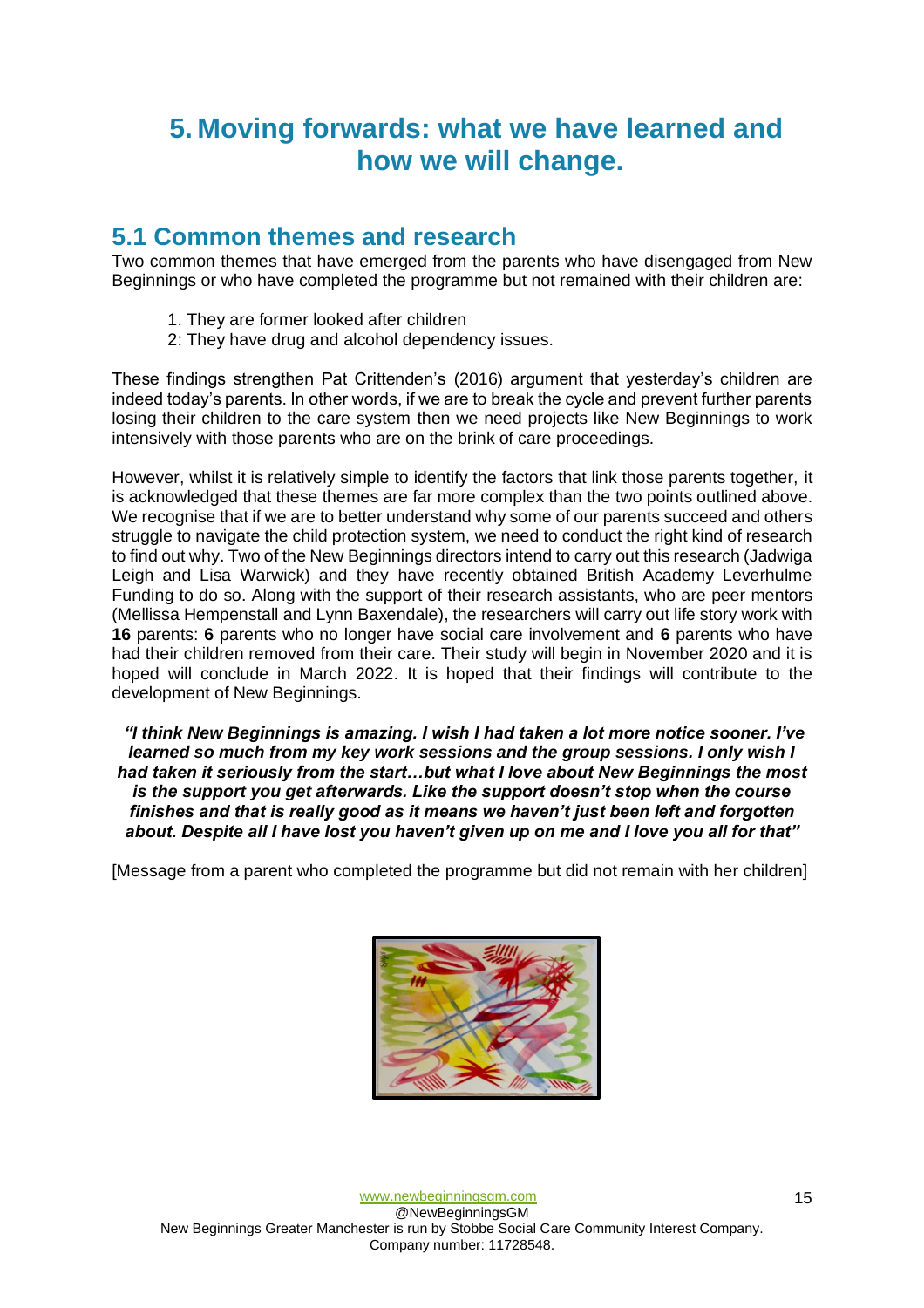# 5. Moving forwards: what we have learned and how we will change.

## 5.1 Common themes and research

Two common themes that have emerged from the parents who have disengaged from New Beginnings or who have completed the programme but not remained with their children are:

1. They are former looked after children
2: They have drug and alcohol dependency issues.

These findings strengthen Pat Crittenden's (2016) argument that yesterday's children are indeed today's parents. In other words, if we are to break the cycle and prevent further parents losing their children to the care system then we need projects like New Beginnings to work intensively with those parents who are on the brink of care proceedings.

However, whilst it is relatively simple to identify the factors that link those parents together, it is acknowledged that these themes are far more complex than the two points outlined above. We recognise that if we are to better understand why some of our parents succeed and others struggle to navigate the child protection system, we need to conduct the right kind of research to find out why. Two of the New Beginnings directors intend to carry out this research (Jadwiga Leigh and Lisa Warwick) and they have recently obtained British Academy Leverhulme Funding to do so. Along with the support of their research assistants, who are peer mentors (Mellissa Hempenstall and Lynn Baxendale), the researchers will carry out life story work with **16** parents: **6** parents who no longer have social care involvement and **6** parents who have had their children removed from their care. Their study will begin in November 2020 and it is hoped will conclude in March 2022. It is hoped that their findings will contribute to the development of New Beginnings.

***"I think New Beginnings is amazing. I wish I had taken a lot more notice sooner. I've learned so much from my key work sessions and the group sessions. I only wish I had taken it seriously from the start…but what I love about New Beginnings the most is the support you get afterwards. Like the support doesn't stop when the course finishes and that is really good as it means we haven't just been left and forgotten about. Despite all I have lost you haven't given up on me and I love you all for that"***

[Message from a parent who completed the programme but did not remain with her children]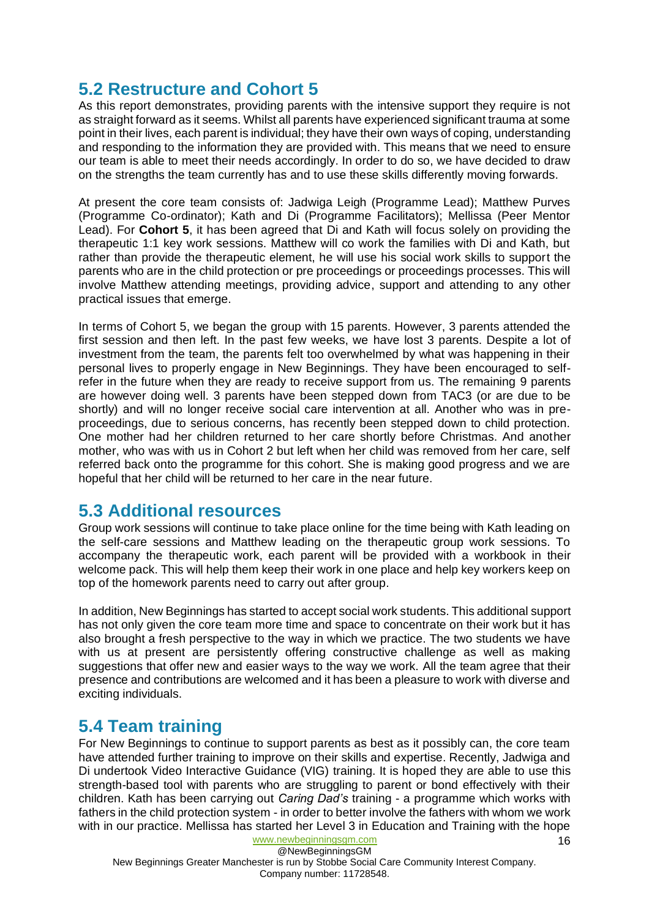## 5.2 Restructure and Cohort 5

As this report demonstrates, providing parents with the intensive support they require is not as straight forward as it seems. Whilst all parents have experienced significant trauma at some point in their lives, each parent is individual; they have their own ways of coping, understanding and responding to the information they are provided with. This means that we need to ensure our team is able to meet their needs accordingly. In order to do so, we have decided to draw on the strengths the team currently has and to use these skills differently moving forwards.

At present the core team consists of: Jadwiga Leigh (Programme Lead); Matthew Purves (Programme Co-ordinator); Kath and Di (Programme Facilitators); Mellissa (Peer Mentor Lead). For **Cohort 5**, it has been agreed that Di and Kath will focus solely on providing the therapeutic 1:1 key work sessions. Matthew will co work the families with Di and Kath, but rather than provide the therapeutic element, he will use his social work skills to support the parents who are in the child protection or pre proceedings or proceedings processes. This will involve Matthew attending meetings, providing advice, support and attending to any other practical issues that emerge.

In terms of Cohort 5, we began the group with 15 parents. However, 3 parents attended the first session and then left. In the past few weeks, we have lost 3 parents. Despite a lot of investment from the team, the parents felt too overwhelmed by what was happening in their personal lives to properly engage in New Beginnings. They have been encouraged to self-refer in the future when they are ready to receive support from us. The remaining 9 parents are however doing well. 3 parents have been stepped down from TAC3 (or are due to be shortly) and will no longer receive social care intervention at all. Another who was in pre-proceedings, due to serious concerns, has recently been stepped down to child protection. One mother had her children returned to her care shortly before Christmas. And another mother, who was with us in Cohort 2 but left when her child was removed from her care, self referred back onto the programme for this cohort. She is making good progress and we are hopeful that her child will be returned to her care in the near future.

## 5.3 Additional resources

Group work sessions will continue to take place online for the time being with Kath leading on the self-care sessions and Matthew leading on the therapeutic group work sessions. To accompany the therapeutic work, each parent will be provided with a workbook in their welcome pack. This will help them keep their work in one place and help key workers keep on top of the homework parents need to carry out after group.

In addition, New Beginnings has started to accept social work students. This additional support has not only given the core team more time and space to concentrate on their work but it has also brought a fresh perspective to the way in which we practice. The two students we have with us at present are persistently offering constructive challenge as well as making suggestions that offer new and easier ways to the way we work. All the team agree that their presence and contributions are welcomed and it has been a pleasure to work with diverse and exciting individuals.

## 5.4 Team training

For New Beginnings to continue to support parents as best as it possibly can, the core team have attended further training to improve on their skills and expertise. Recently, Jadwiga and Di undertook Video Interactive Guidance (VIG) training. It is hoped they are able to use this strength-based tool with parents who are struggling to parent or bond effectively with their children. Kath has been carrying out *Caring Dad's* training - a programme which works with fathers in the child protection system - in order to better involve the fathers with whom we work with in our practice. Mellissa has started her Level 3 in Education and Training with the hope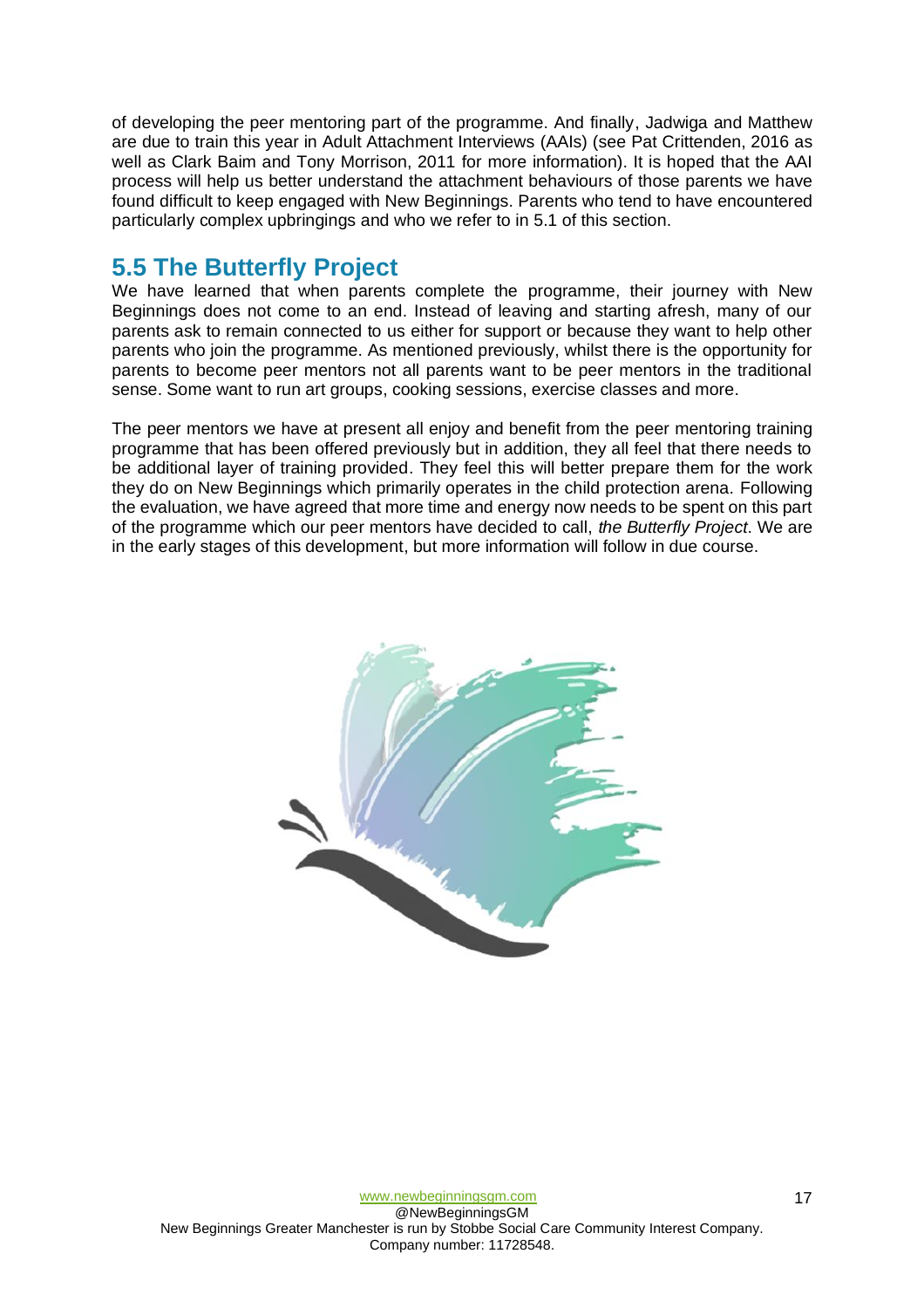of developing the peer mentoring part of the programme. And finally, Jadwiga and Matthew are due to train this year in Adult Attachment Interviews (AAIs) (see Pat Crittenden, 2016 as well as Clark Baim and Tony Morrison, 2011 for more information). It is hoped that the AAI process will help us better understand the attachment behaviours of those parents we have found difficult to keep engaged with New Beginnings. Parents who tend to have encountered particularly complex upbringings and who we refer to in 5.1 of this section.

## 5.5 The Butterfly Project

We have learned that when parents complete the programme, their journey with New Beginnings does not come to an end. Instead of leaving and starting afresh, many of our parents ask to remain connected to us either for support or because they want to help other parents who join the programme. As mentioned previously, whilst there is the opportunity for parents to become peer mentors not all parents want to be peer mentors in the traditional sense. Some want to run art groups, cooking sessions, exercise classes and more.

The peer mentors we have at present all enjoy and benefit from the peer mentoring training programme that has been offered previously but in addition, they all feel that there needs to be additional layer of training provided. They feel this will better prepare them for the work they do on New Beginnings which primarily operates in the child protection arena. Following the evaluation, we have agreed that more time and energy now needs to be spent on this part of the programme which our peer mentors have decided to call, *the Butterfly Project*. We are in the early stages of this development, but more information will follow in due course.

www.newbeginningsgm.com
@NewBeginningsGM
New Beginnings Greater Manchester is run by Stobbe Social Care Community Interest Company.
Company number: 11728548.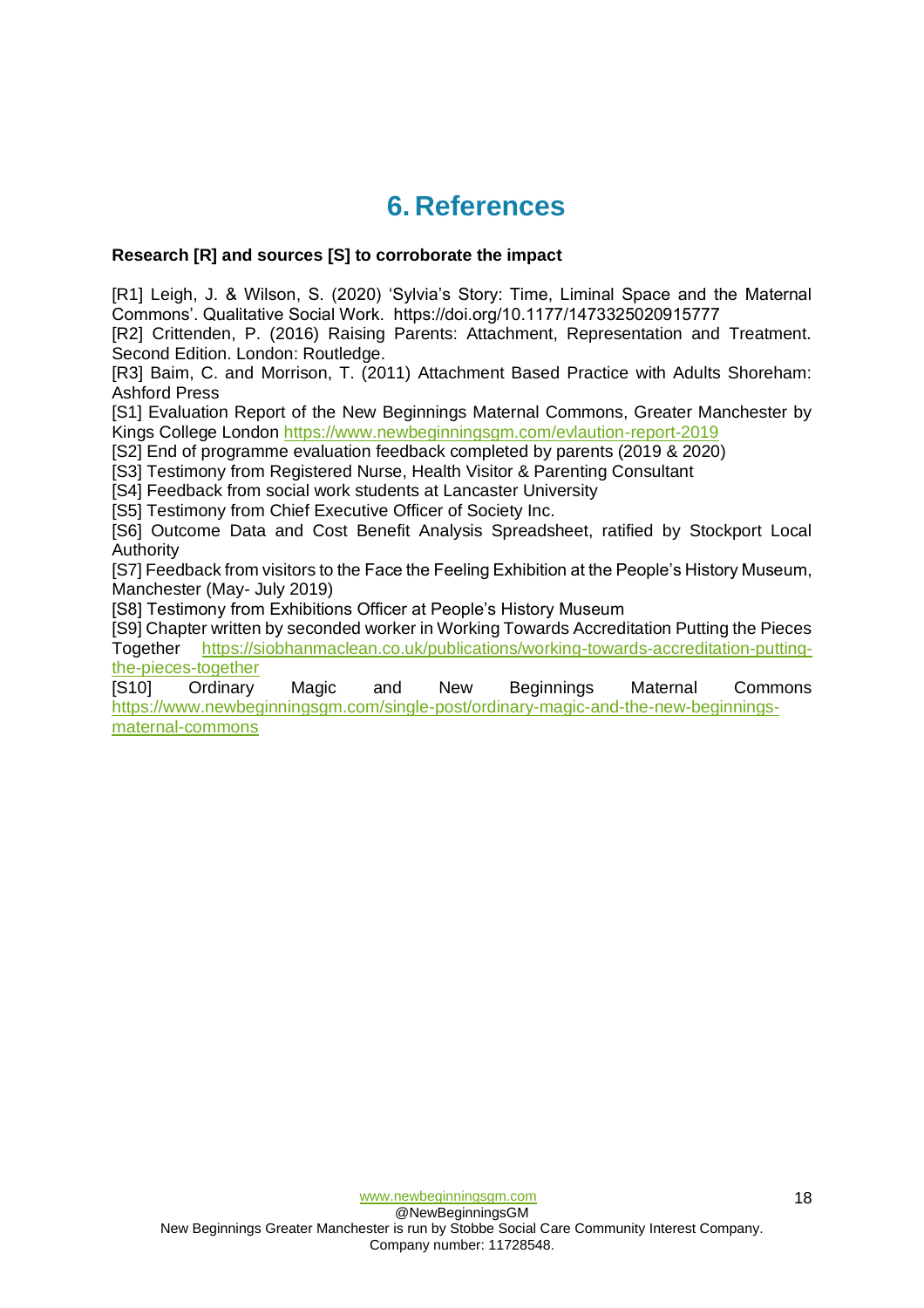# 6. References

**Research [R] and sources [S] to corroborate the impact**

[R1] Leigh, J. & Wilson, S. (2020) 'Sylvia's Story: Time, Liminal Space and the Maternal Commons'. Qualitative Social Work. https://doi.org/10.1177/1473325020915777

[R2] Crittenden, P. (2016) Raising Parents: Attachment, Representation and Treatment. Second Edition. London: Routledge.

[R3] Baim, C. and Morrison, T. (2011) Attachment Based Practice with Adults Shoreham: Ashford Press

[S1] Evaluation Report of the New Beginnings Maternal Commons, Greater Manchester by Kings College London https://www.newbeginningsgm.com/evlaution-report-2019

[S2] End of programme evaluation feedback completed by parents (2019 & 2020)

[S3] Testimony from Registered Nurse, Health Visitor & Parenting Consultant

[S4] Feedback from social work students at Lancaster University

[S5] Testimony from Chief Executive Officer of Society Inc.

[S6] Outcome Data and Cost Benefit Analysis Spreadsheet, ratified by Stockport Local Authority

[S7] Feedback from visitors to the Face the Feeling Exhibition at the People's History Museum, Manchester (May- July 2019)

[S8] Testimony from Exhibitions Officer at People's History Museum

[S9] Chapter written by seconded worker in Working Towards Accreditation Putting the Pieces Together https://siobhanmaclean.co.uk/publications/working-towards-accreditation-putting-the-pieces-together

[S10] Ordinary Magic and New Beginnings Maternal Commons https://www.newbeginningsgm.com/single-post/ordinary-magic-and-the-new-beginnings-maternal-commons

www.newbeginningsgm.com
@NewBeginningsGM
New Beginnings Greater Manchester is run by Stobbe Social Care Community Interest Company.
Company number: 11728548.